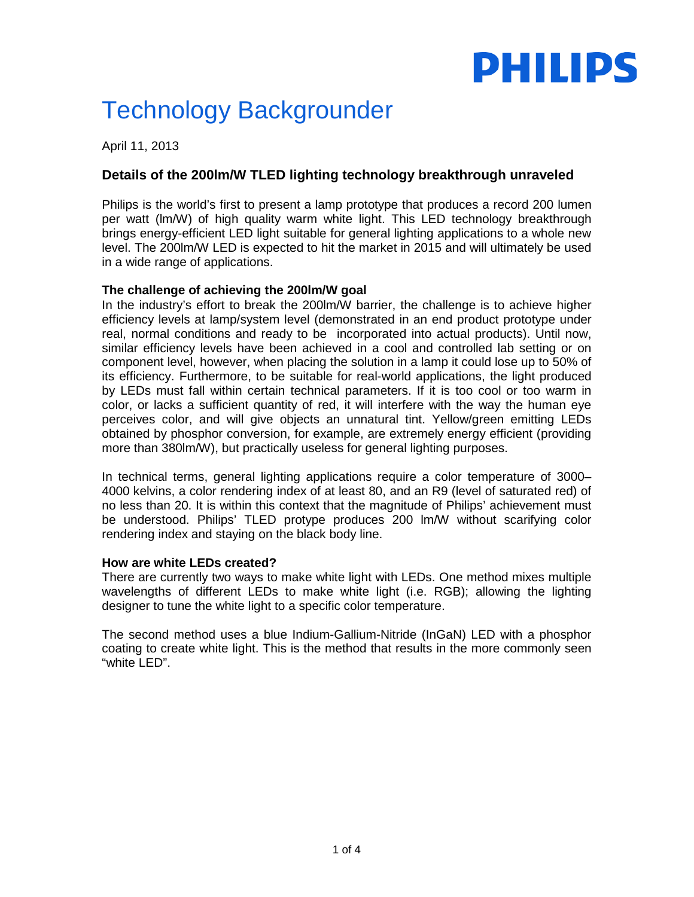**PHILIPS**

# Technology Backgrounder

April 11, 2013

### Details of the 200lm/W TLED lighting technology breakthrough unraveled

Philips is the world's first to present a lamp prototype that produces a record 200 lumen per watt (lm/W) of high quality warm white light. This LED technology breakthrough brings energy-efficient LED light suitable for general lighting applications to a whole new level. The 200lm/W LED is expected to hit the market in 2015 and will ultimately be used in a wide range of applications.

**The challenge of achieving the 200lm/W goal**

In the industry's effort to break the 200lm/W barrier, the challenge is to achieve higher efficiency levels at lamp/system level (demonstrated in an end product prototype under real, normal conditions and ready to be incorporated into actual products). Until now, similar efficiency levels have been achieved in a cool and controlled lab setting or on component level, however, when placing the solution in a lamp it could lose up to 50% of its efficiency. Furthermore, to be suitable for real-world applications, the light produced by LEDs must fall within certain technical parameters. If it is too cool or too warm in color, or lacks a sufficient quantity of red, it will interfere with the way the human eye perceives color, and will give objects an unnatural tint. Yellow/green emitting LEDs obtained by phosphor conversion, for example, are extremely energy efficient (providing more than 380lm/W), but practically useless for general lighting purposes.

In technical terms, general lighting applications require a color temperature of 3000–4000 kelvins, a color rendering index of at least 80, and an R9 (level of saturated red) of no less than 20. It is within this context that the magnitude of Philips' achievement must be understood. Philips' TLED protype produces 200 lm/W without scarifying color rendering index and staying on the black body line.

**How are white LEDs created?**

There are currently two ways to make white light with LEDs. One method mixes multiple wavelengths of different LEDs to make white light (i.e. RGB); allowing the lighting designer to tune the white light to a specific color temperature.

The second method uses a blue Indium-Gallium-Nitride (InGaN) LED with a phosphor coating to create white light. This is the method that results in the more commonly seen "white LED".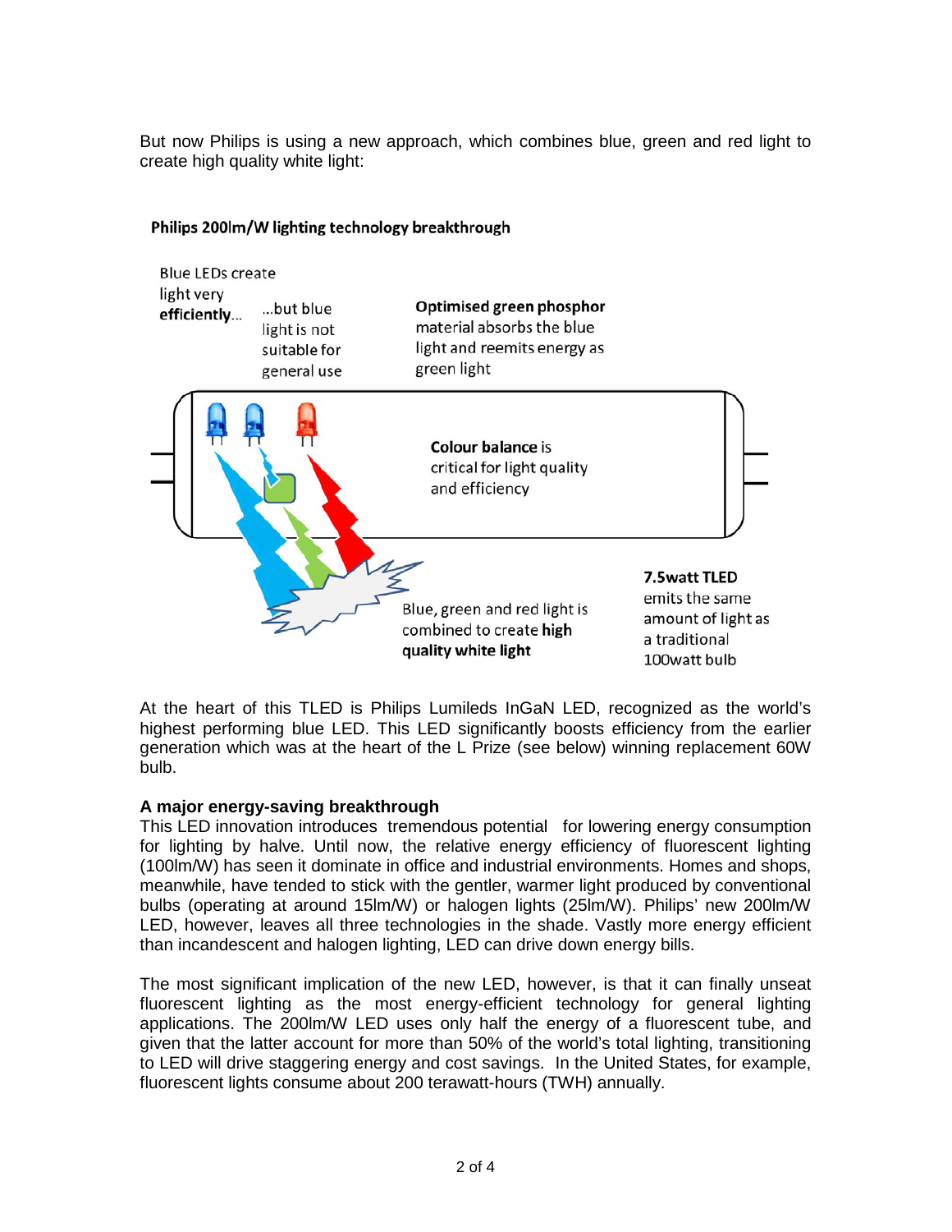But now Philips is using a new approach, which combines blue, green and red light to create high quality white light:

**Philips 200lm/W lighting technology breakthrough**

Blue LEDs create light very **efficiently**...

...but blue light is not suitable for general use

**Optimised green phosphor** material absorbs the blue light and reemits energy as green light

**Colour balance** is critical for light quality and efficiency

Blue, green and red light is combined to create **high quality white light**

**7.5watt TLED** emits the same amount of light as a traditional 100watt bulb

At the heart of this TLED is Philips Lumileds InGaN LED, recognized as the world's highest performing blue LED. This LED significantly boosts efficiency from the earlier generation which was at the heart of the L Prize (see below) winning replacement 60W bulb.

**A major energy-saving breakthrough**

This LED innovation introduces tremendous potential for lowering energy consumption for lighting by halve. Until now, the relative energy efficiency of fluorescent lighting (100lm/W) has seen it dominate in office and industrial environments. Homes and shops, meanwhile, have tended to stick with the gentler, warmer light produced by conventional bulbs (operating at around 15lm/W) or halogen lights (25lm/W). Philips' new 200lm/W LED, however, leaves all three technologies in the shade. Vastly more energy efficient than incandescent and halogen lighting, LED can drive down energy bills.

The most significant implication of the new LED, however, is that it can finally unseat fluorescent lighting as the most energy-efficient technology for general lighting applications. The 200lm/W LED uses only half the energy of a fluorescent tube, and given that the latter account for more than 50% of the world's total lighting, transitioning to LED will drive staggering energy and cost savings. In the United States, for example, fluorescent lights consume about 200 terawatt-hours (TWH) annually.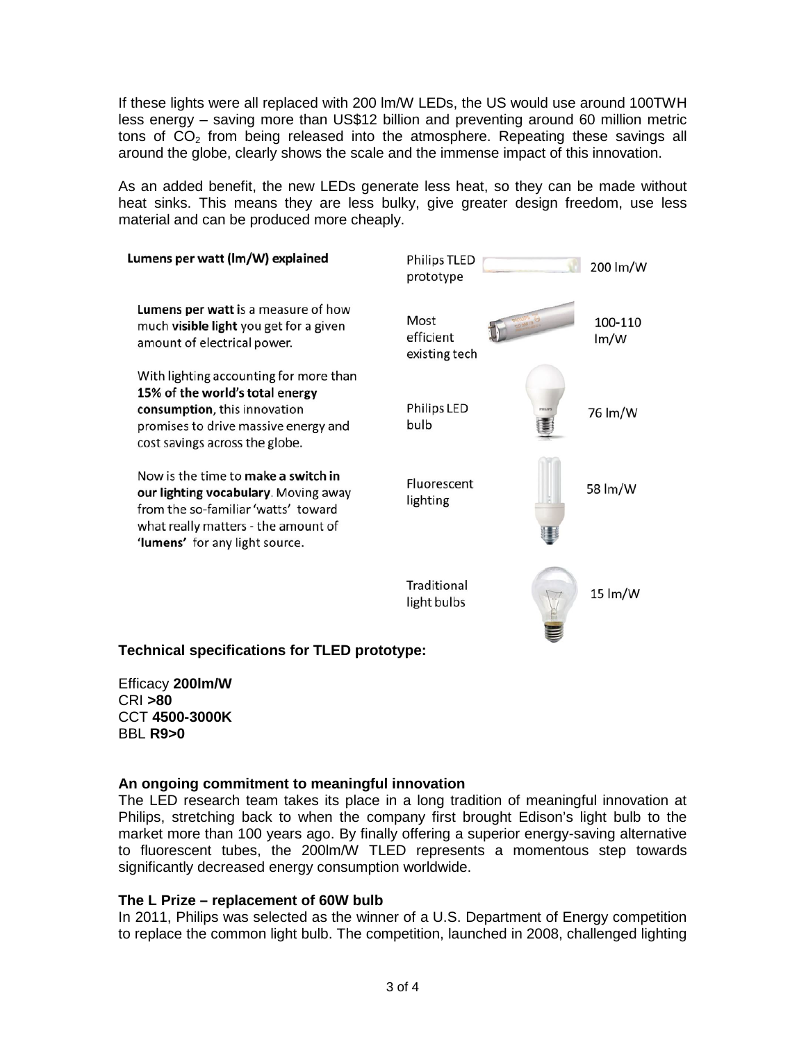If these lights were all replaced with 200 lm/W LEDs, the US would use around 100TWH less energy – saving more than US$12 billion and preventing around 60 million metric tons of $CO_2$ from being released into the atmosphere. Repeating these savings all around the globe, clearly shows the scale and the immense impact of this innovation.

As an added benefit, the new LEDs generate less heat, so they can be made without heat sinks. This means they are less bulky, give greater design freedom, use less material and can be produced more cheaply.

**Lumens per watt (lm/W) explained**

**Lumens per watt** is a measure of how much **visible light** you get for a given amount of electrical power.

With lighting accounting for more than **15% of the world's total energy consumption**, this innovation promises to drive massive energy and cost savings across the globe.

Now is the time to **make a switch in our lighting vocabulary**. Moving away from the so-familiar 'watts' toward what really matters - the amount of **'lumens'** for any light source.

| Light source | Efficacy |
|---|---|
| Philips TLED prototype | 200 lm/W |
| Most efficient existing tech | 100-110 lm/W |
| Philips LED bulb | 76 lm/W |
| Fluorescent lighting | 58 lm/W |
| Traditional light bulbs | 15 lm/W |

**Technical specifications for TLED prototype:**

Efficacy **200lm/W**
CRI **>80**
CCT **4500-3000K**
BBL **R9>0**

**An ongoing commitment to meaningful innovation**
The LED research team takes its place in a long tradition of meaningful innovation at Philips, stretching back to when the company first brought Edison's light bulb to the market more than 100 years ago. By finally offering a superior energy-saving alternative to fluorescent tubes, the 200lm/W TLED represents a momentous step towards significantly decreased energy consumption worldwide.

**The L Prize – replacement of 60W bulb**
In 2011, Philips was selected as the winner of a U.S. Department of Energy competition to replace the common light bulb. The competition, launched in 2008, challenged lighting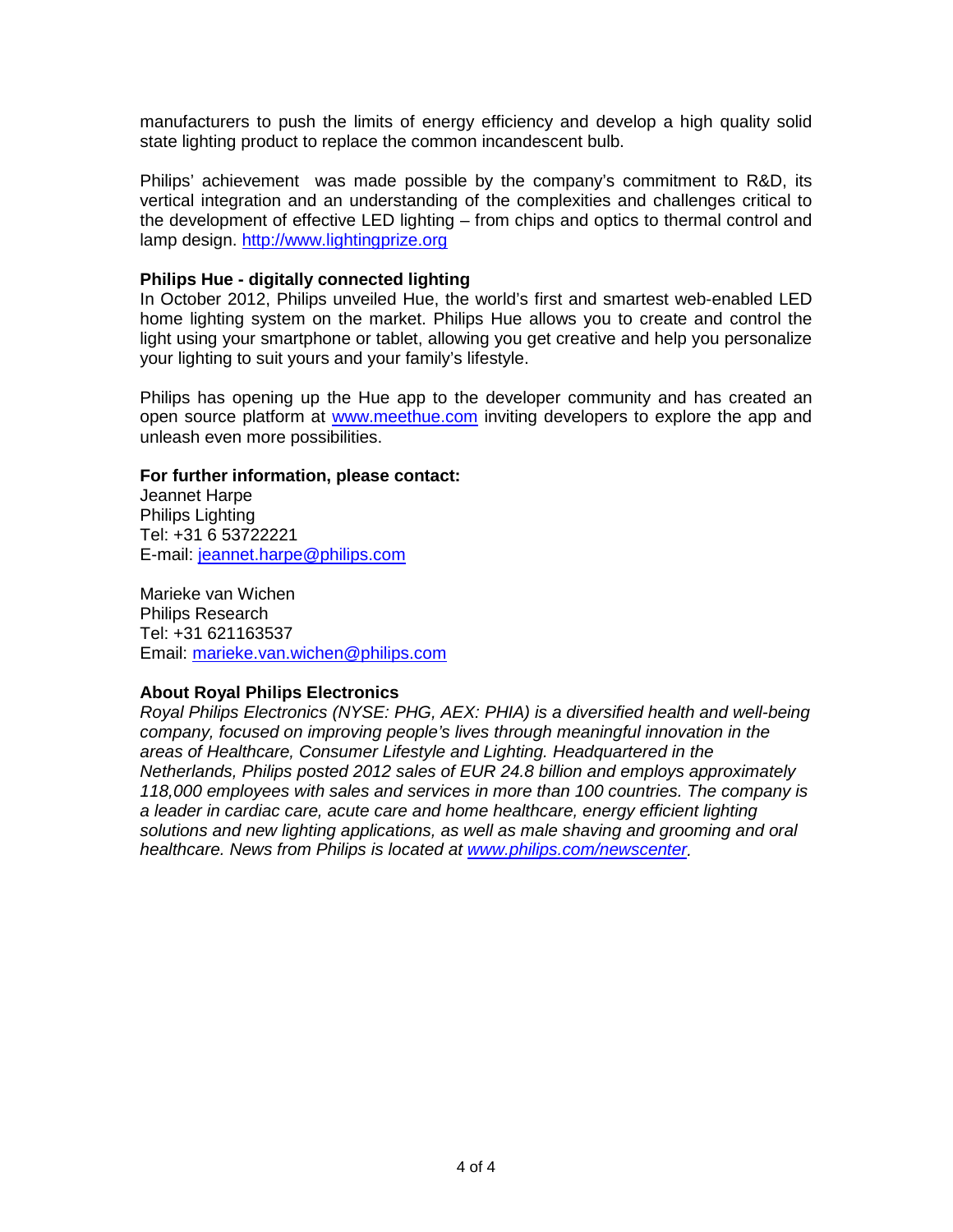manufacturers to push the limits of energy efficiency and develop a high quality solid state lighting product to replace the common incandescent bulb.

Philips' achievement was made possible by the company's commitment to R&D, its vertical integration and an understanding of the complexities and challenges critical to the development of effective LED lighting – from chips and optics to thermal control and lamp design. [http://www.lightingprize.org](http://www.lightingprize.org)

**Philips Hue - digitally connected lighting**

In October 2012, Philips unveiled Hue, the world's first and smartest web-enabled LED home lighting system on the market. Philips Hue allows you to create and control the light using your smartphone or tablet, allowing you get creative and help you personalize your lighting to suit yours and your family's lifestyle.

Philips has opening up the Hue app to the developer community and has created an open source platform at [www.meethue.com](http://www.meethue.com) inviting developers to explore the app and unleash even more possibilities.

**For further information, please contact:**

Jeannet Harpe
Philips Lighting
Tel: +31 6 53722221
E-mail: [jeannet.harpe@philips.com](mailto:jeannet.harpe@philips.com)

Marieke van Wichen
Philips Research
Tel: +31 621163537
Email: [marieke.van.wichen@philips.com](mailto:marieke.van.wichen@philips.com)

**About Royal Philips Electronics**

*Royal Philips Electronics (NYSE: PHG, AEX: PHIA) is a diversified health and well-being company, focused on improving people's lives through meaningful innovation in the areas of Healthcare, Consumer Lifestyle and Lighting. Headquartered in the Netherlands, Philips posted 2012 sales of EUR 24.8 billion and employs approximately 118,000 employees with sales and services in more than 100 countries. The company is a leader in cardiac care, acute care and home healthcare, energy efficient lighting solutions and new lighting applications, as well as male shaving and grooming and oral healthcare. News from Philips is located at [www.philips.com/newscenter](http://www.philips.com/newscenter).*